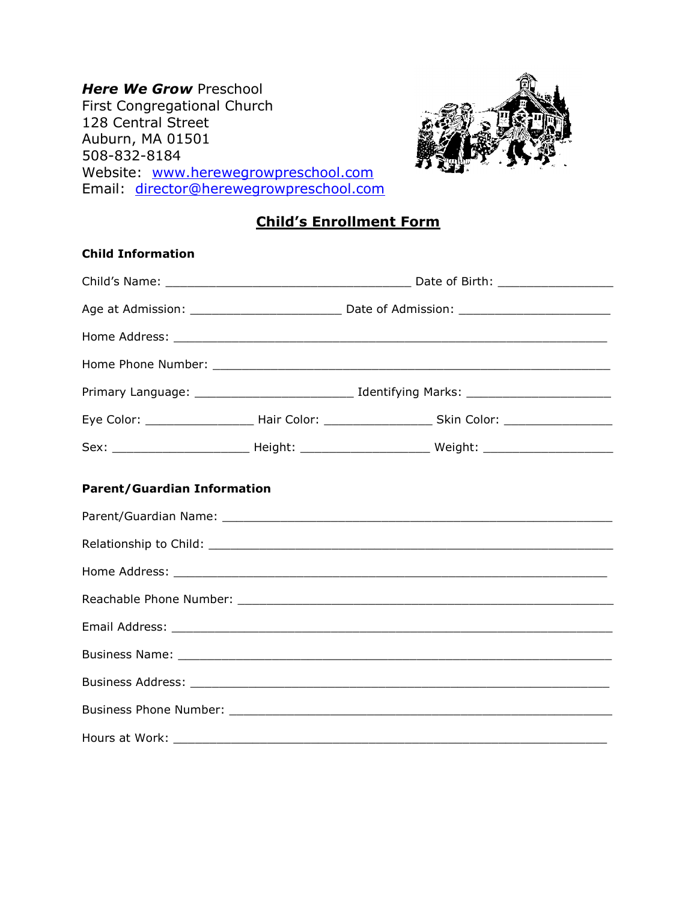***Here We Grow*** Preschool
First Congregational Church
128 Central Street
Auburn, MA 01501
508-832-8184
Website: [www.herewegrowpreschool.com](http://www.herewegrowpreschool.com)
Email: [director@herewegrowpreschool.com](mailto:director@herewegrowpreschool.com)

# Child's Enrollment Form

**Child Information**

Child's Name: ___________________________________ Date of Birth: ________________

Age at Admission: _____________________ Date of Admission: _____________________

Home Address: ______________________________________________________________

Home Phone Number: _________________________________________________________

Primary Language: ______________________ Identifying Marks: ____________________

Eye Color: _______________ Hair Color: _______________ Skin Color: _______________

Sex: ___________________ Height: __________________ Weight: __________________

**Parent/Guardian Information**

Parent/Guardian Name: _______________________________________________________

Relationship to Child: ________________________________________________________

Home Address: ______________________________________________________________

Reachable Phone Number: _____________________________________________________

Email Address: ______________________________________________________________

Business Name: ______________________________________________________________

Business Address: ____________________________________________________________

Business Phone Number: ______________________________________________________

Hours at Work: ______________________________________________________________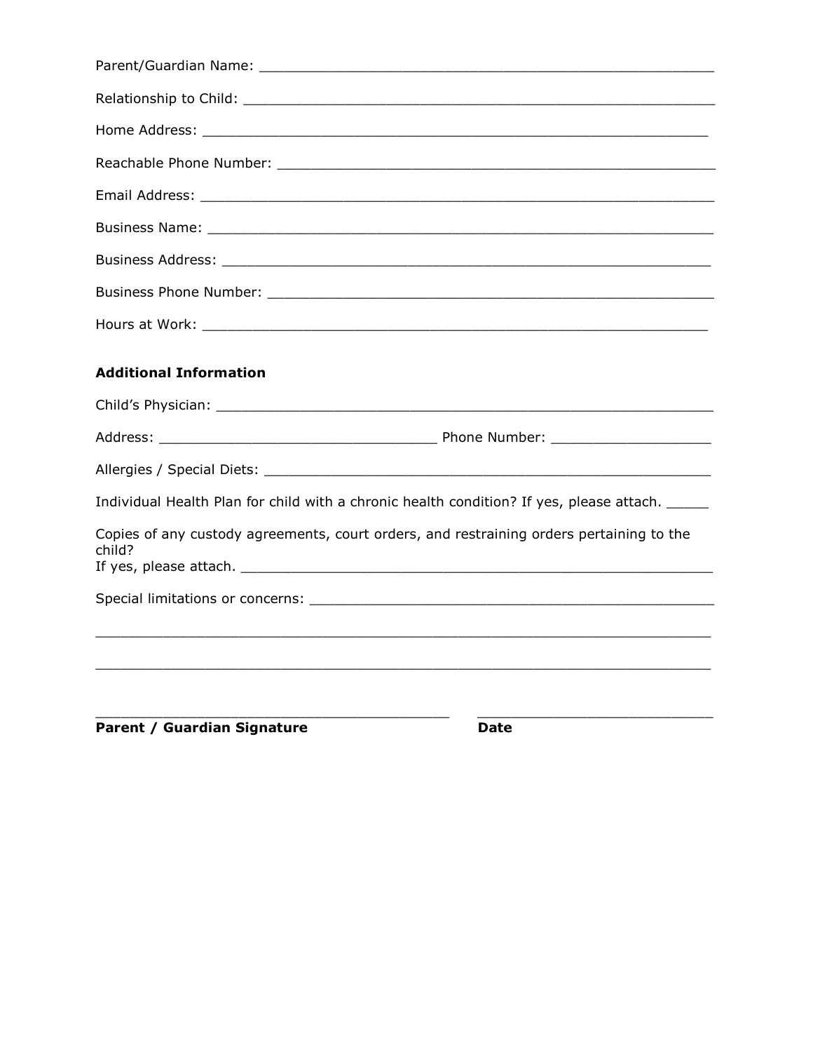Parent/Guardian Name: ______________________________________________________

Relationship to Child: _______________________________________________________

Home Address: ____________________________________________________________

Reachable Phone Number: ___________________________________________________

Email Address: ____________________________________________________________

Business Name: ____________________________________________________________

Business Address: __________________________________________________________

Business Phone Number: _____________________________________________________

Hours at Work: ____________________________________________________________

**Additional Information**

Child's Physician: __________________________________________________________

Address: ____________________________________ Phone Number: ___________________

Allergies / Special Diets: ____________________________________________________

Individual Health Plan for child with a chronic health condition? If yes, please attach. _____

Copies of any custody agreements, court orders, and restraining orders pertaining to the child?
If yes, please attach. _______________________________________________________

Special limitations or concerns: _______________________________________________

_____________________________________________________________________________

_____________________________________________________________________________

_____________________________________________ ______________________________
**Parent / Guardian Signature** **Date**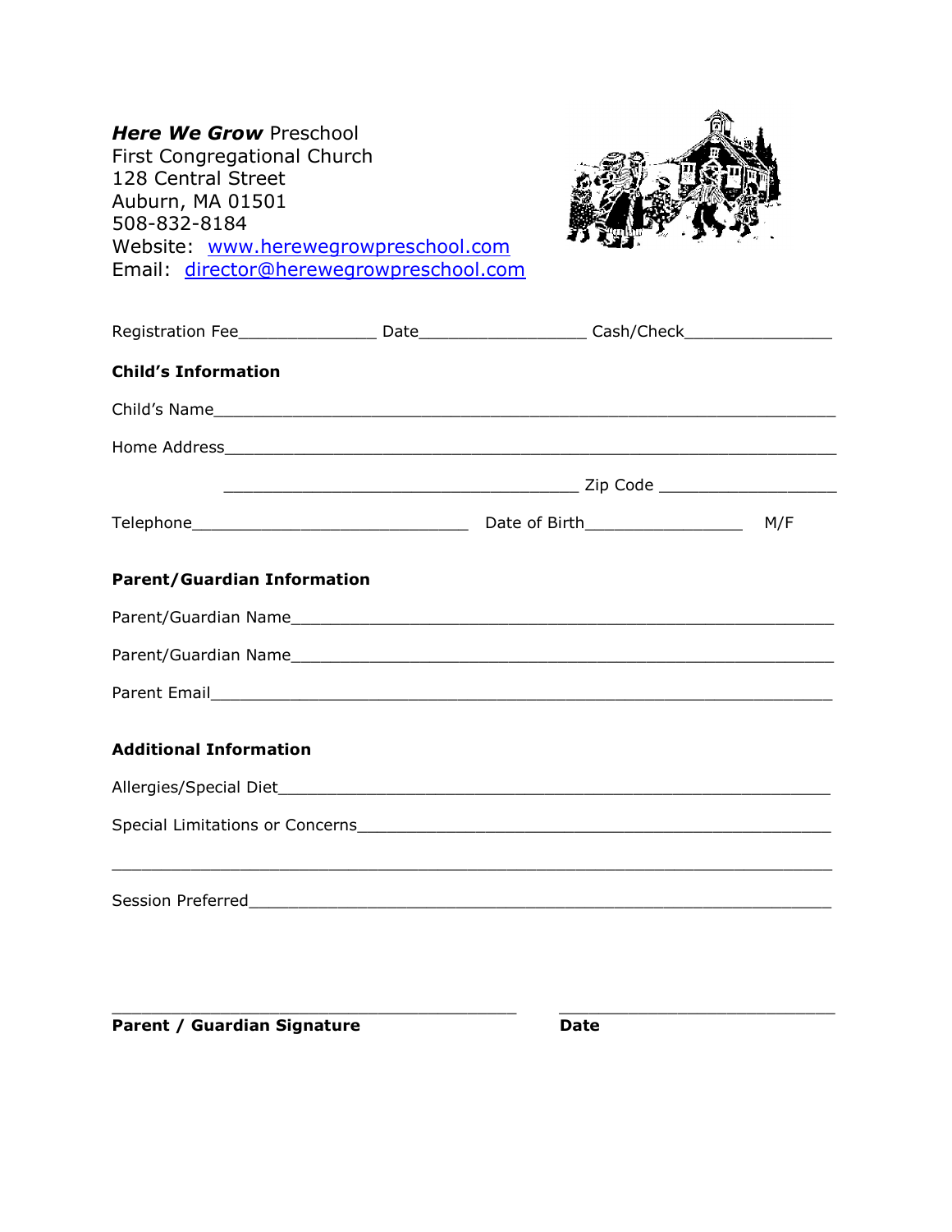***Here We Grow*** Preschool
First Congregational Church
128 Central Street
Auburn, MA 01501
508-832-8184
Website: www.herewegrowpreschool.com
Email: director@herewegrowpreschool.com

Registration Fee_______________ Date__________________ Cash/Check________________

**Child's Information**

Child's Name_____________________________________________________________________

Home Address____________________________________________________________________

_______________________________________ Zip Code ____________________

Telephone______________________________ Date of Birth_________________ M/F

**Parent/Guardian Information**

Parent/Guardian Name_____________________________________________________________

Parent/Guardian Name_____________________________________________________________

Parent Email_____________________________________________________________________

**Additional Information**

Allergies/Special Diet______________________________________________________________

Special Limitations or Concerns_____________________________________________________

________________________________________________________________________________

Session Preferred_________________________________________________________________

_____________________________________________ ______________________________

**Parent / Guardian Signature** **Date**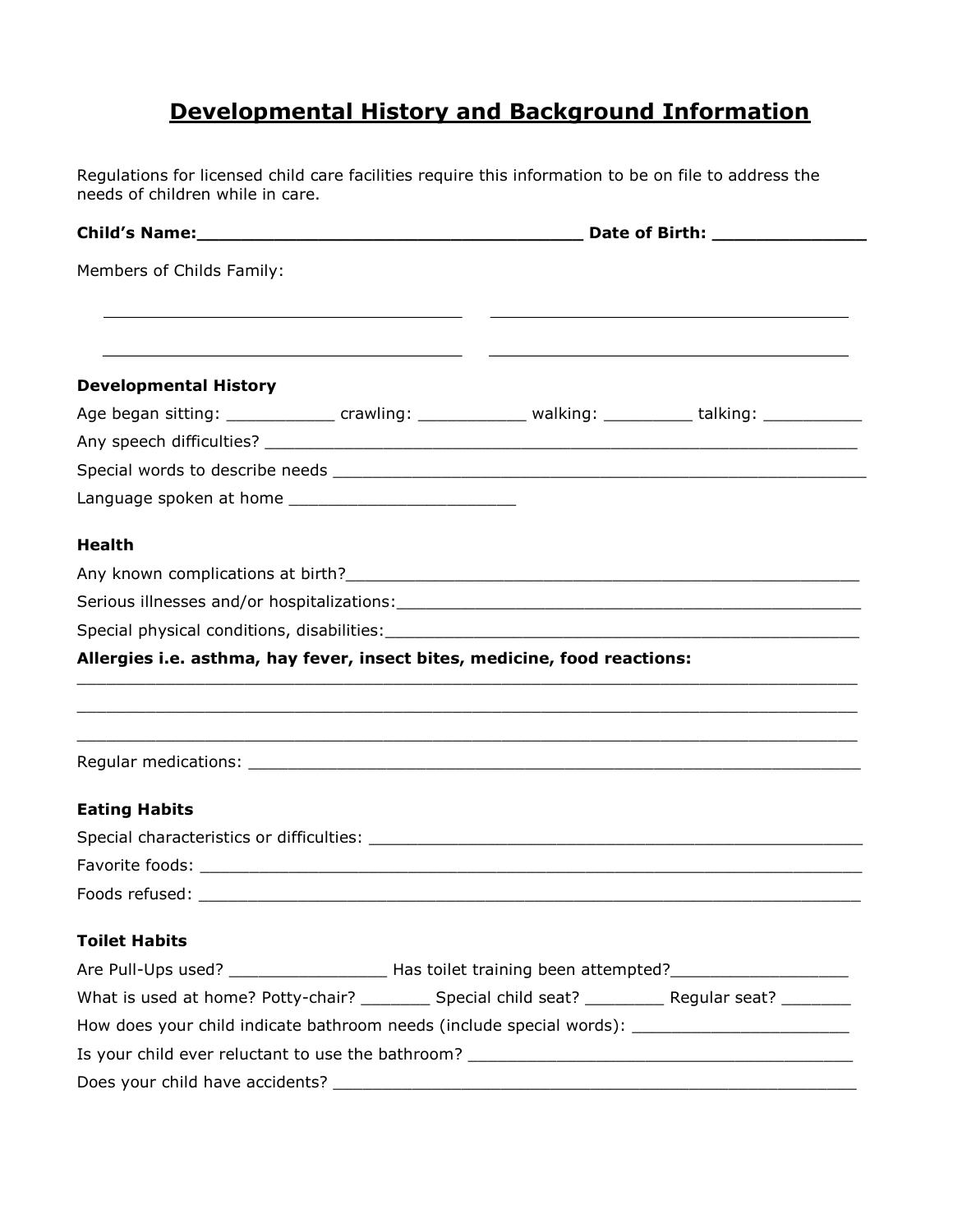# Developmental History and Background Information

Regulations for licensed child care facilities require this information to be on file to address the needs of children while in care.

**Child's Name:____________________________________ Date of Birth: ______________**

Members of Childs Family:

__________________________________ __________________________________

__________________________________ __________________________________

### Developmental History

Age began sitting: ___________ crawling: ___________ walking: _________ talking: __________

Any speech difficulties? ____________________________________________________________

Special words to describe needs _______________________________________________________

Language spoken at home _______________________

### Health

Any known complications at birth?______________________________________________________

Serious illnesses and/or hospitalizations:_________________________________________________

Special physical conditions, disabilities:__________________________________________________

**Allergies i.e. asthma, hay fever, insect bites, medicine, food reactions:**

_____________________________________________________________________________

_____________________________________________________________________________

_____________________________________________________________________________

Regular medications: _______________________________________________________________

### Eating Habits

Special characteristics or difficulties: ____________________________________________________

Favorite foods: ___________________________________________________________________

Foods refused: ___________________________________________________________________

### Toilet Habits

Are Pull-Ups used? ________________ Has toilet training been attempted?__________________

What is used at home? Potty-chair? _______ Special child seat? ________ Regular seat? _______

How does your child indicate bathroom needs (include special words): ______________________

Is your child ever reluctant to use the bathroom? _________________________________________

Does your child have accidents? ______________________________________________________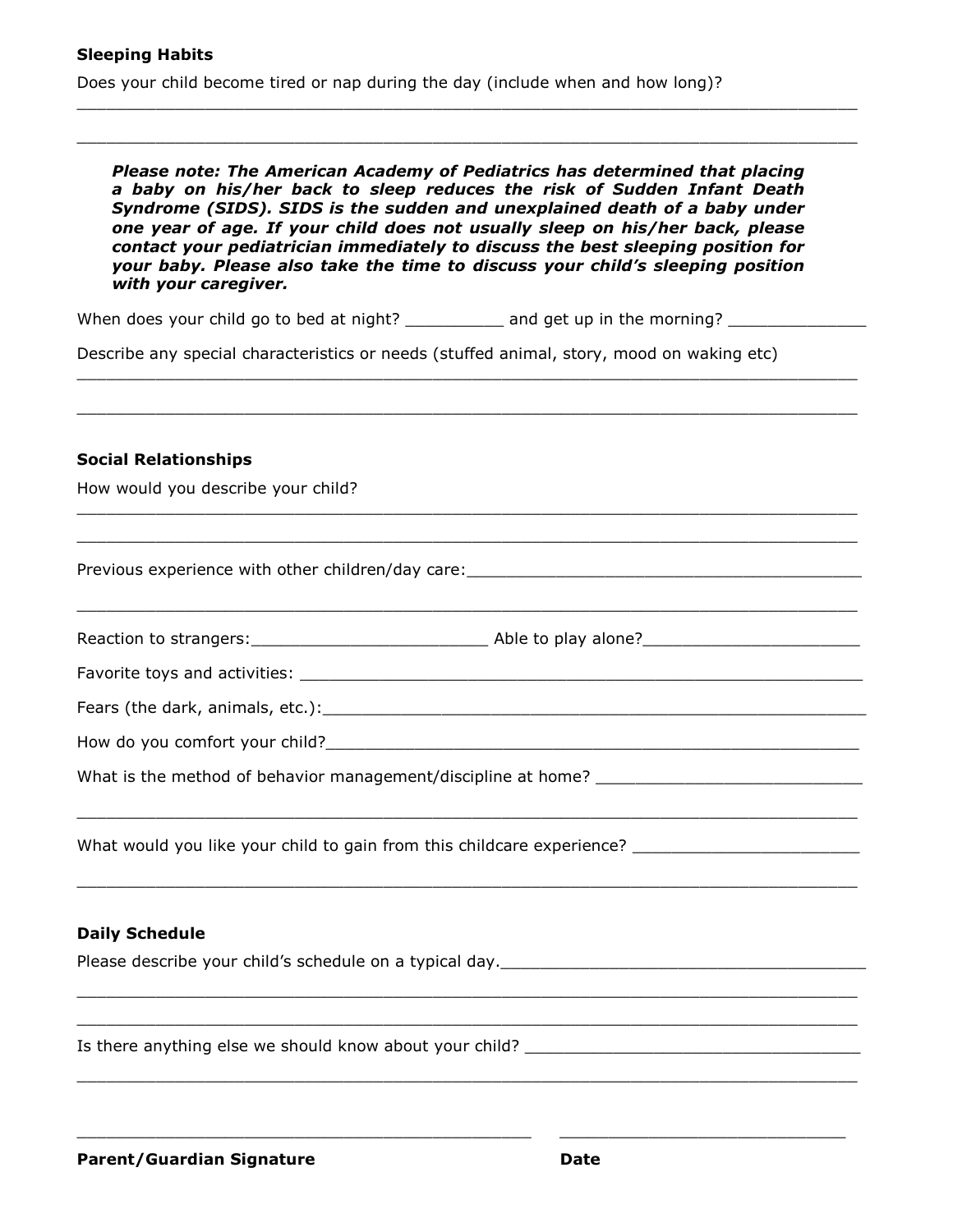**Sleeping Habits**

Does your child become tired or nap during the day (include when and how long)?

_______________________________________________________________________________

_______________________________________________________________________________

> ***Please note: The American Academy of Pediatrics has determined that placing a baby on his/her back to sleep reduces the risk of Sudden Infant Death Syndrome (SIDS). SIDS is the sudden and unexplained death of a baby under one year of age. If your child does not usually sleep on his/her back, please contact your pediatrician immediately to discuss the best sleeping position for your baby. Please also take the time to discuss your child's sleeping position with your caregiver.***

When does your child go to bed at night? __________ and get up in the morning? ______________

Describe any special characteristics or needs (stuffed animal, story, mood on waking etc)

_______________________________________________________________________________

_______________________________________________________________________________

**Social Relationships**

How would you describe your child?

_______________________________________________________________________________

_______________________________________________________________________________

Previous experience with other children/day care:__________________________________________

_______________________________________________________________________________

Reaction to strangers:_________________________ Able to play alone?______________________

Favorite toys and activities: _________________________________________________________

Fears (the dark, animals, etc.):_______________________________________________________

How do you comfort your child?_______________________________________________________

What is the method of behavior management/discipline at home? ____________________________

_______________________________________________________________________________

What would you like your child to gain from this childcare experience? _______________________

_______________________________________________________________________________

**Daily Schedule**

Please describe your child's schedule on a typical day.____________________________________

_______________________________________________________________________________

_______________________________________________________________________________

Is there anything else we should know about your child? __________________________________

_______________________________________________________________________________

______________________________________________ ______________________________

**Parent/Guardian Signature** **Date**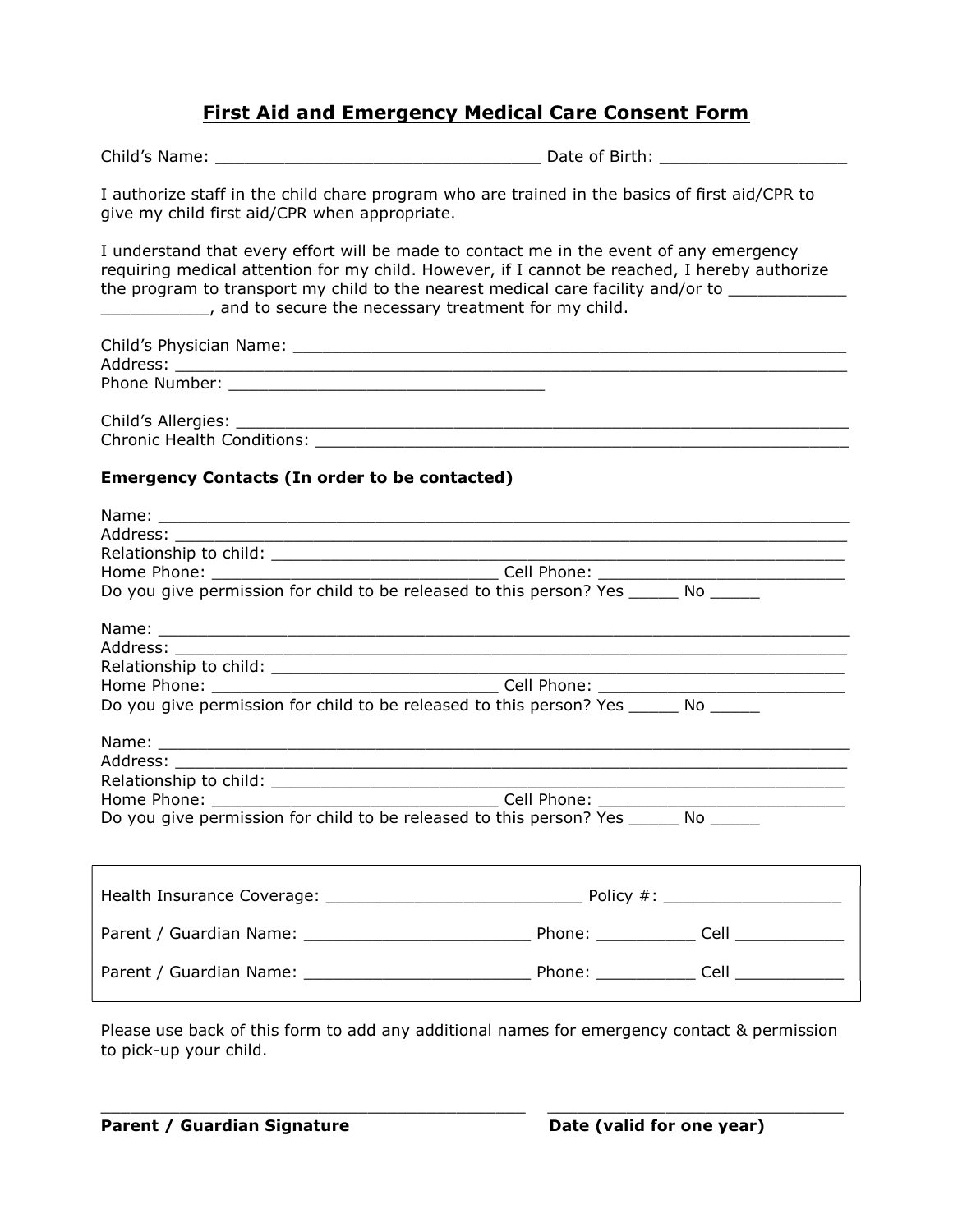# First Aid and Emergency Medical Care Consent Form

Child's Name: _________________________________ Date of Birth: ___________________

I authorize staff in the child chare program who are trained in the basics of first aid/CPR to give my child first aid/CPR when appropriate.

I understand that every effort will be made to contact me in the event of any emergency requiring medical attention for my child. However, if I cannot be reached, I hereby authorize the program to transport my child to the nearest medical care facility and/or to ____________ ___________, and to secure the necessary treatment for my child.

Child's Physician Name: ___________________________________________________________
Address: ________________________________________________________________________
Phone Number: _________________________________

Child's Allergies: _________________________________________________________________
Chronic Health Conditions: _________________________________________________________

**Emergency Contacts (In order to be contacted)**

Name: __________________________________________________________________________
Address: ________________________________________________________________________
Relationship to child: _____________________________________________________________
Home Phone: ____________________________ Cell Phone: __________________________
Do you give permission for child to be released to this person? Yes _____ No _____

Name: __________________________________________________________________________
Address: ________________________________________________________________________
Relationship to child: _____________________________________________________________
Home Phone: ____________________________ Cell Phone: __________________________
Do you give permission for child to be released to this person? Yes _____ No _____

Name: __________________________________________________________________________
Address: ________________________________________________________________________
Relationship to child: _____________________________________________________________
Home Phone: ____________________________ Cell Phone: __________________________
Do you give permission for child to be released to this person? Yes _____ No _____

Health Insurance Coverage: __________________________ Policy #: __________________

Parent / Guardian Name: _______________________ Phone: __________ Cell ___________

Parent / Guardian Name: _______________________ Phone: __________ Cell ___________

Please use back of this form to add any additional names for emergency contact & permission to pick-up your child.

_________________________________________ ____________________________

**Parent / Guardian Signature** **Date (valid for one year)**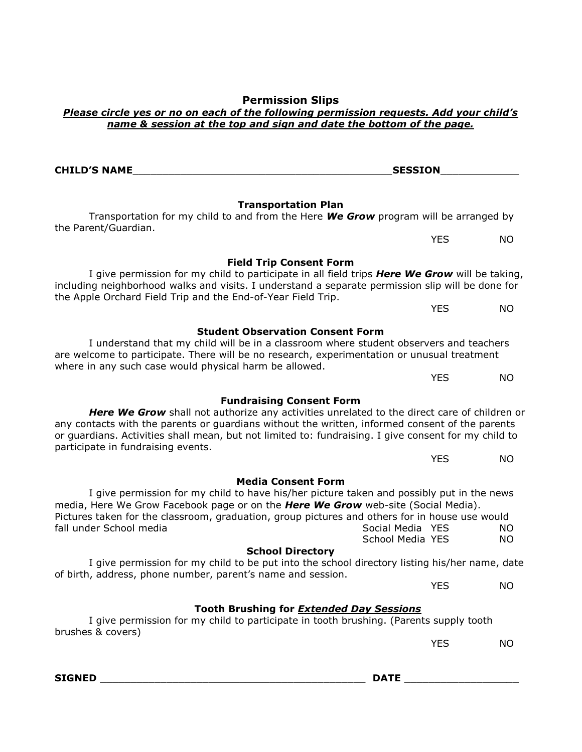## Permission Slips

***Please circle yes or no on each of the following permission requests. Add your child's name & session at the top and sign and date the bottom of the page.***

**CHILD'S NAME**\_\_\_\_\_\_\_\_\_\_\_\_\_\_\_\_\_\_\_\_\_\_\_\_\_\_\_\_\_\_\_\_\_\_\_\_\_\_\_\_\_\_**SESSION**\_\_\_\_\_\_\_\_\_\_\_\_

### Transportation Plan

Transportation for my child to and from the Here ***We Grow*** program will be arranged by the Parent/Guardian.

YES NO

### Field Trip Consent Form

I give permission for my child to participate in all field trips ***Here We Grow*** will be taking, including neighborhood walks and visits. I understand a separate permission slip will be done for the Apple Orchard Field Trip and the End-of-Year Field Trip.

YES NO

### Student Observation Consent Form

I understand that my child will be in a classroom where student observers and teachers are welcome to participate. There will be no research, experimentation or unusual treatment where in any such case would physical harm be allowed.

YES NO

### Fundraising Consent Form

***Here We Grow*** shall not authorize any activities unrelated to the direct care of children or any contacts with the parents or guardians without the written, informed consent of the parents or guardians. Activities shall mean, but not limited to: fundraising. I give consent for my child to participate in fundraising events.

YES NO

### Media Consent Form

I give permission for my child to have his/her picture taken and possibly put in the news media, Here We Grow Facebook page or on the ***Here We Grow*** web-site (Social Media). Pictures taken for the classroom, graduation, group pictures and others for in house use would fall under School media

Social Media YES NO

School Media YES NO

### School Directory

I give permission for my child to be put into the school directory listing his/her name, date of birth, address, phone number, parent's name and session.

YES NO

### Tooth Brushing for ***Extended Day Sessions***

I give permission for my child to participate in tooth brushing. (Parents supply tooth brushes & covers)

YES NO

**SIGNED** \_\_\_\_\_\_\_\_\_\_\_\_\_\_\_\_\_\_\_\_\_\_\_\_\_\_\_\_\_\_\_\_\_\_\_\_\_\_\_\_\_\_\_\_\_ **DATE** \_\_\_\_\_\_\_\_\_\_\_\_\_\_\_\_\_\_\_